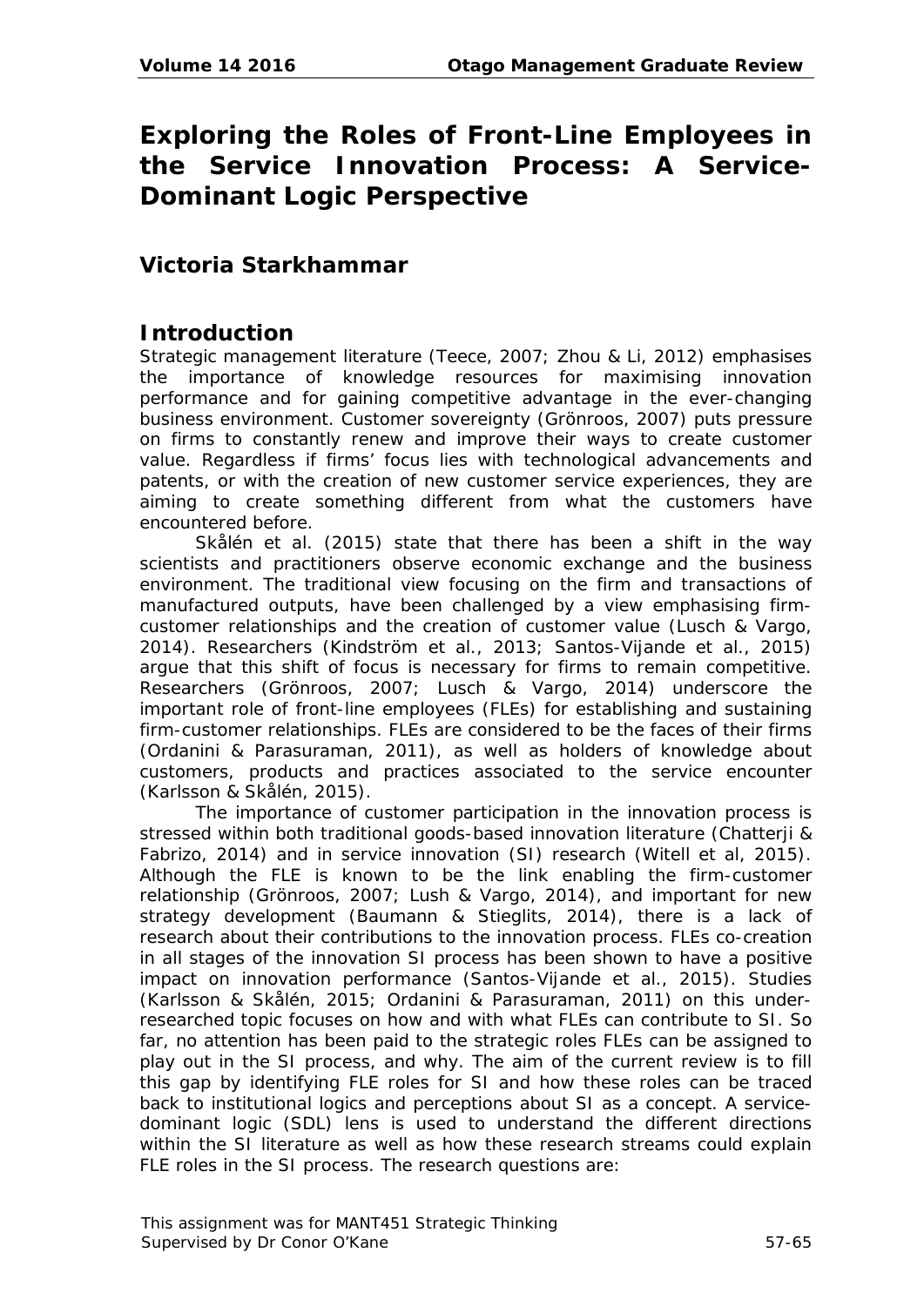# Exploring the Roles of Front-Line Employees in the Service Innovation Process: A Service-Dominant Logic Perspective

## Victoria Starkhammar

## Introduction

Strategic management literature (Teece, 2007; Zhou & Li, 2012) emphasises the importance of knowledge resources for maximising innovation performance and for gaining competitive advantage in the ever-changing business environment. Customer sovereignty (Grönroos, 2007) puts pressure on firms to constantly renew and improve their ways to create customer value. Regardless if firms' focus lies with technological advancements and patents, or with the creation of new customer service experiences, they are aiming to create something different from what the customers have encountered before.

Skålén et al. (2015) state that there has been a shift in the way scientists and practitioners observe economic exchange and the business environment. The traditional view focusing on the firm and transactions of manufactured outputs, have been challenged by a view emphasising firm-customer relationships and the creation of customer value (Lusch & Vargo, 2014). Researchers (Kindström et al., 2013; Santos-Vijande et al., 2015) argue that this shift of focus is necessary for firms to remain competitive. Researchers (Grönroos, 2007; Lusch & Vargo, 2014) underscore the important role of front-line employees (FLEs) for establishing and sustaining firm-customer relationships. FLEs are considered to be the faces of their firms (Ordanini & Parasuraman, 2011), as well as holders of knowledge about customers, products and practices associated to the service encounter (Karlsson & Skålén, 2015).

The importance of customer participation in the innovation process is stressed within both traditional goods-based innovation literature (Chatterji & Fabrizo, 2014) and in service innovation (SI) research (Witell et al, 2015). Although the FLE is known to be the link enabling the firm-customer relationship (Grönroos, 2007; Lush & Vargo, 2014), and important for new strategy development (Baumann & Stieglits, 2014), there is a lack of research about their contributions to the innovation process. FLEs co-creation in all stages of the innovation SI process has been shown to have a positive impact on innovation performance (Santos-Vijande et al., 2015). Studies (Karlsson & Skålén, 2015; Ordanini & Parasuraman, 2011) on this under-researched topic focuses on how and with what FLEs can contribute to SI. So far, no attention has been paid to the strategic roles FLEs can be assigned to play out in the SI process, and why. The aim of the current review is to fill this gap by identifying FLE roles for SI and how these roles can be traced back to institutional logics and perceptions about SI as a concept. A service-dominant logic (SDL) lens is used to understand the different directions within the SI literature as well as how these research streams could explain FLE roles in the SI process. The research questions are:

This assignment was for MANT451 Strategic Thinking
Supervised by Dr Conor O'Kane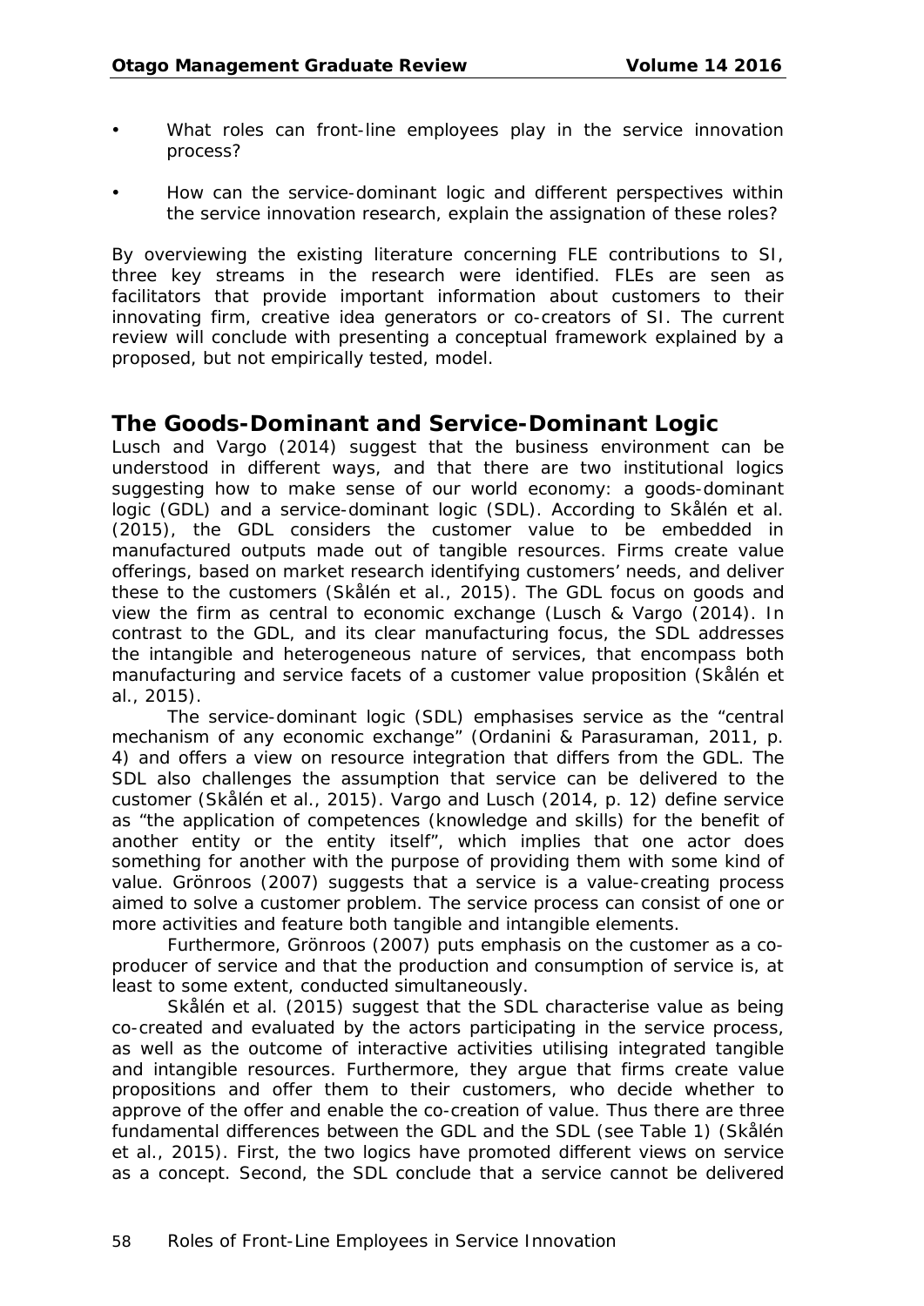- What roles can front-line employees play in the service innovation process?
- How can the service-dominant logic and different perspectives within the service innovation research, explain the assignation of these roles?

By overviewing the existing literature concerning FLE contributions to SI, three key streams in the research were identified. FLEs are seen as facilitators that provide important information about customers to their innovating firm, creative idea generators or co-creators of SI. The current review will conclude with presenting a conceptual framework explained by a proposed, but not empirically tested, model.

## The Goods-Dominant and Service-Dominant Logic

Lusch and Vargo (2014) suggest that the business environment can be understood in different ways, and that there are two institutional logics suggesting how to make sense of our world economy: a goods-dominant logic (GDL) and a service-dominant logic (SDL). According to Skålén et al. (2015), the GDL considers the customer value to be embedded in manufactured outputs made out of tangible resources. Firms create value offerings, based on market research identifying customers' needs, and deliver these to the customers (Skålén et al., 2015). The GDL focus on goods and view the firm as central to economic exchange (Lusch & Vargo (2014). In contrast to the GDL, and its clear manufacturing focus, the SDL addresses the intangible and heterogeneous nature of services, that encompass both manufacturing and service facets of a customer value proposition (Skålén et al., 2015).

The service-dominant logic (SDL) emphasises service as the "central mechanism of any economic exchange" (Ordanini & Parasuraman, 2011, p. 4) and offers a view on resource integration that differs from the GDL. The SDL also challenges the assumption that service can be delivered to the customer (Skålén et al., 2015). Vargo and Lusch (2014, p. 12) define service as "the application of competences (knowledge and skills) for the benefit of another entity or the entity itself", which implies that one actor does something for another with the purpose of providing them with some kind of value. Grönroos (2007) suggests that a service is a value-creating process aimed to solve a customer problem. The service process can consist of one or more activities and feature both tangible and intangible elements.

Furthermore, Grönroos (2007) puts emphasis on the customer as a co-producer of service and that the production and consumption of service is, at least to some extent, conducted simultaneously.

Skålén et al. (2015) suggest that the SDL characterise value as being co-created and evaluated by the actors participating in the service process, as well as the outcome of interactive activities utilising integrated tangible and intangible resources. Furthermore, they argue that firms create value propositions and offer them to their customers, who decide whether to approve of the offer and enable the co-creation of value. Thus there are three fundamental differences between the GDL and the SDL (see Table 1) (Skålén et al., 2015). First, the two logics have promoted different views on service as a concept. Second, the SDL conclude that a service cannot be delivered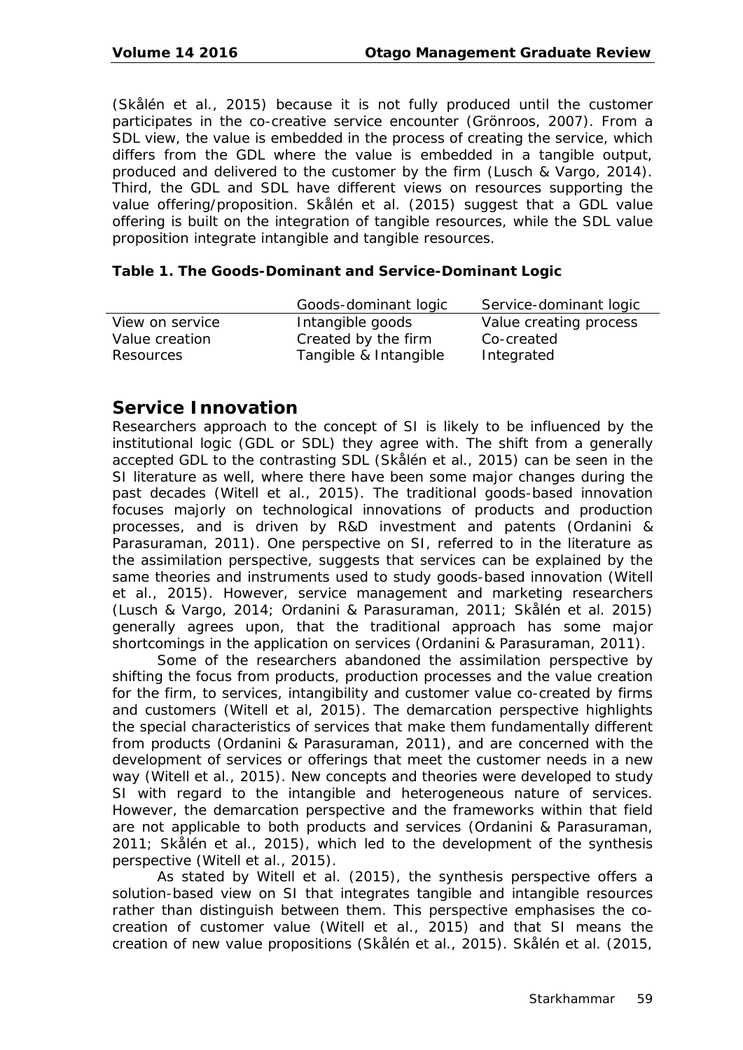(Skålén et al., 2015) because it is not fully produced until the customer participates in the co-creative service encounter (Grönroos, 2007). From a SDL view, the value is embedded in the process of creating the service, which differs from the GDL where the value is embedded in a tangible output, produced and delivered to the customer by the firm (Lusch & Vargo, 2014). Third, the GDL and SDL have different views on resources supporting the value offering/proposition. Skålén et al. (2015) suggest that a GDL value offering is built on the integration of tangible resources, while the SDL value proposition integrate intangible and tangible resources.

**Table 1. The Goods-Dominant and Service-Dominant Logic**

| | Goods-dominant logic | Service-dominant logic |
|---|---|---|
| View on service | Intangible goods | Value creating process |
| Value creation | Created by the firm | Co-created |
| Resources | Tangible & Intangible | Integrated |

## Service Innovation

Researchers approach to the concept of SI is likely to be influenced by the institutional logic (GDL or SDL) they agree with. The shift from a generally accepted GDL to the contrasting SDL (Skålén et al., 2015) can be seen in the SI literature as well, where there have been some major changes during the past decades (Witell et al., 2015). The traditional goods-based innovation focuses majorly on technological innovations of products and production processes, and is driven by R&D investment and patents (Ordanini & Parasuraman, 2011). One perspective on SI, referred to in the literature as the assimilation perspective, suggests that services can be explained by the same theories and instruments used to study goods-based innovation (Witell et al., 2015). However, service management and marketing researchers (Lusch & Vargo, 2014; Ordanini & Parasuraman, 2011; Skålén et al. 2015) generally agrees upon, that the traditional approach has some major shortcomings in the application on services (Ordanini & Parasuraman, 2011).

Some of the researchers abandoned the assimilation perspective by shifting the focus from products, production processes and the value creation for the firm, to services, intangibility and customer value co-created by firms and customers (Witell et al, 2015). The demarcation perspective highlights the special characteristics of services that make them fundamentally different from products (Ordanini & Parasuraman, 2011), and are concerned with the development of services or offerings that meet the customer needs in a new way (Witell et al., 2015). New concepts and theories were developed to study SI with regard to the intangible and heterogeneous nature of services. However, the demarcation perspective and the frameworks within that field are not applicable to both products and services (Ordanini & Parasuraman, 2011; Skålén et al., 2015), which led to the development of the synthesis perspective (Witell et al., 2015).

As stated by Witell et al. (2015), the synthesis perspective offers a solution-based view on SI that integrates tangible and intangible resources rather than distinguish between them. This perspective emphasises the co-creation of customer value (Witell et al., 2015) and that SI means the creation of new value propositions (Skålén et al., 2015). Skålén et al. (2015,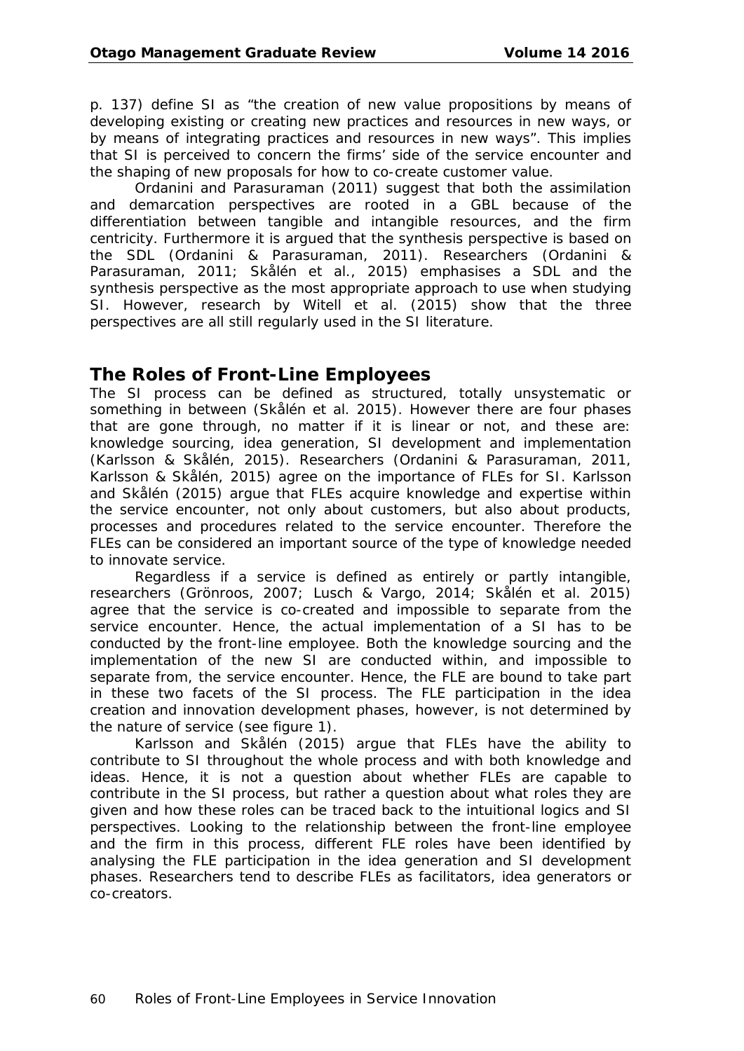p. 137) define SI as “the creation of new value propositions by means of developing existing or creating new practices and resources in new ways, or by means of integrating practices and resources in new ways”. This implies that SI is perceived to concern the firms’ side of the service encounter and the shaping of new proposals for how to co-create customer value.

Ordanini and Parasuraman (2011) suggest that both the assimilation and demarcation perspectives are rooted in a GBL because of the differentiation between tangible and intangible resources, and the firm centricity. Furthermore it is argued that the synthesis perspective is based on the SDL (Ordanini & Parasuraman, 2011). Researchers (Ordanini & Parasuraman, 2011; Skålén et al., 2015) emphasises a SDL and the synthesis perspective as the most appropriate approach to use when studying SI. However, research by Witell et al. (2015) show that the three perspectives are all still regularly used in the SI literature.

## The Roles of Front-Line Employees

The SI process can be defined as structured, totally unsystematic or something in between (Skålén et al. 2015). However there are four phases that are gone through, no matter if it is linear or not, and these are: knowledge sourcing, idea generation, SI development and implementation (Karlsson & Skålén, 2015). Researchers (Ordanini & Parasuraman, 2011, Karlsson & Skålén, 2015) agree on the importance of FLEs for SI. Karlsson and Skålén (2015) argue that FLEs acquire knowledge and expertise within the service encounter, not only about customers, but also about products, processes and procedures related to the service encounter. Therefore the FLEs can be considered an important source of the type of knowledge needed to innovate service.

Regardless if a service is defined as entirely or partly intangible, researchers (Grönroos, 2007; Lusch & Vargo, 2014; Skålén et al. 2015) agree that the service is co-created and impossible to separate from the service encounter. Hence, the actual implementation of a SI has to be conducted by the front-line employee. Both the knowledge sourcing and the implementation of the new SI are conducted within, and impossible to separate from, the service encounter. Hence, the FLE are bound to take part in these two facets of the SI process. The FLE participation in the idea creation and innovation development phases, however, is not determined by the nature of service (see figure 1).

Karlsson and Skålén (2015) argue that FLEs have the ability to contribute to SI throughout the whole process and with both knowledge and ideas. Hence, it is not a question about whether FLEs are capable to contribute in the SI process, but rather a question about what roles they are given and how these roles can be traced back to the intuitional logics and SI perspectives. Looking to the relationship between the front-line employee and the firm in this process, different FLE roles have been identified by analysing the FLE participation in the idea generation and SI development phases. Researchers tend to describe FLEs as facilitators, idea generators or co-creators.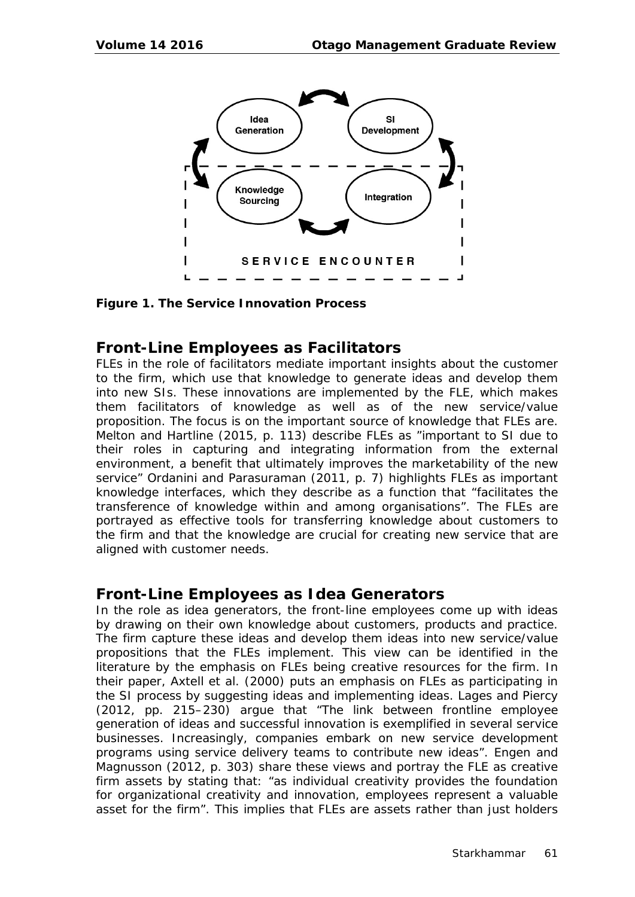Idea Generation

SI Development

Knowledge Sourcing

Integration

SERVICE ENCOUNTER

**Figure 1. The Service Innovation Process**

## Front-Line Employees as Facilitators

FLEs in the role of facilitators mediate important insights about the customer to the firm, which use that knowledge to generate ideas and develop them into new SIs. These innovations are implemented by the FLE, which makes them facilitators of knowledge as well as of the new service/value proposition. The focus is on the important source of knowledge that FLEs are. Melton and Hartline (2015, p. 113) describe FLEs as "important to SI due to their roles in capturing and integrating information from the external environment, a benefit that ultimately improves the marketability of the new service" Ordanini and Parasuraman (2011, p. 7) highlights FLEs as important knowledge interfaces, which they describe as a function that "facilitates the transference of knowledge within and among organisations". The FLEs are portrayed as effective tools for transferring knowledge about customers to the firm and that the knowledge are crucial for creating new service that are aligned with customer needs.

## Front-Line Employees as Idea Generators

In the role as idea generators, the front-line employees come up with ideas by drawing on their own knowledge about customers, products and practice. The firm capture these ideas and develop them ideas into new service/value propositions that the FLEs implement. This view can be identified in the literature by the emphasis on FLEs being creative resources for the firm. In their paper, Axtell et al. (2000) puts an emphasis on FLEs as participating in the SI process by suggesting ideas and implementing ideas. Lages and Piercy (2012, pp. 215–230) argue that "The link between frontline employee generation of ideas and successful innovation is exemplified in several service businesses. Increasingly, companies embark on new service development programs using service delivery teams to contribute new ideas". Engen and Magnusson (2012, p. 303) share these views and portray the FLE as creative firm assets by stating that: "as individual creativity provides the foundation for organizational creativity and innovation, employees represent a valuable asset for the firm". This implies that FLEs are assets rather than just holders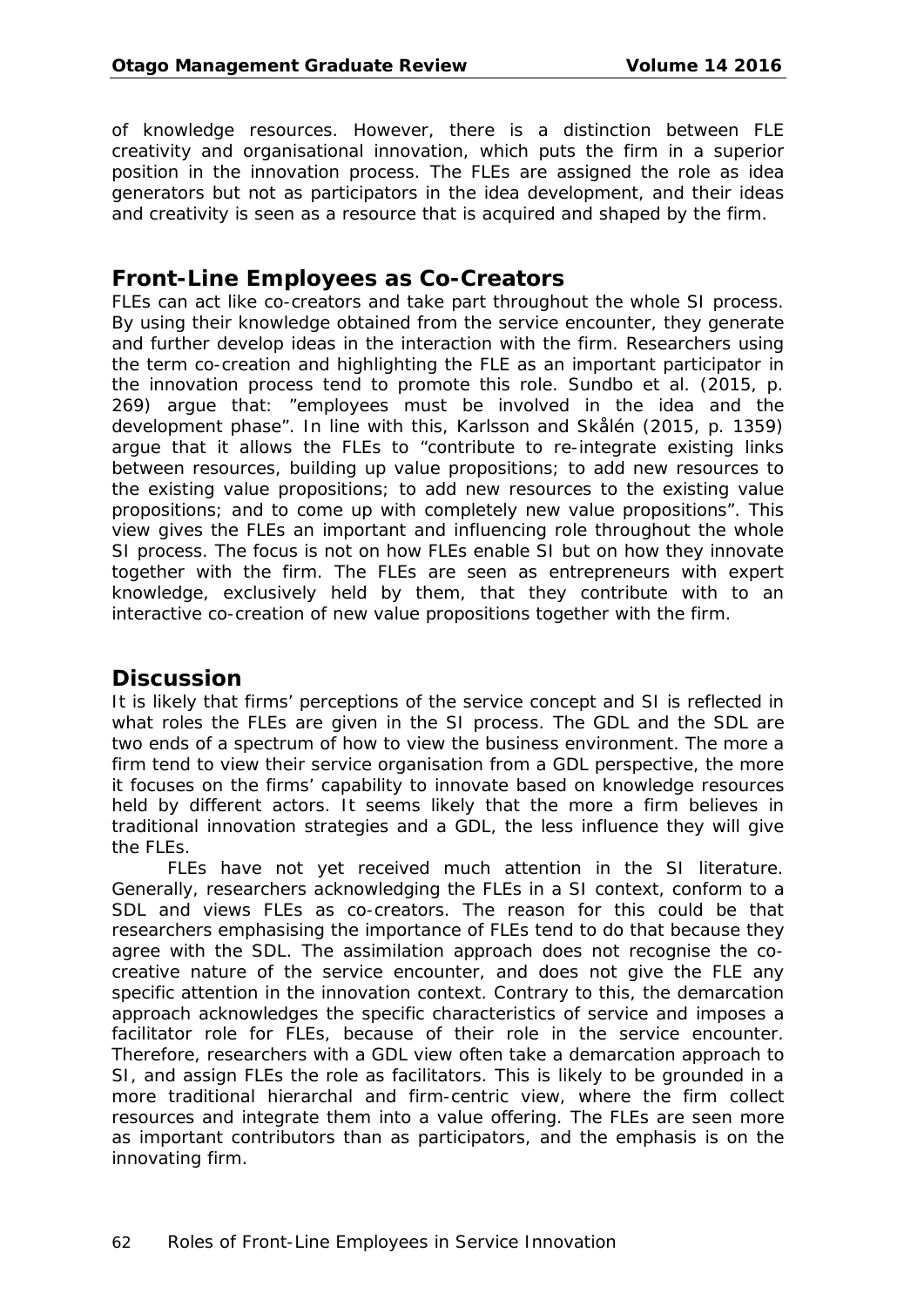of knowledge resources. However, there is a distinction between FLE creativity and organisational innovation, which puts the firm in a superior position in the innovation process. The FLEs are assigned the role as idea generators but not as participators in the idea development, and their ideas and creativity is seen as a resource that is acquired and shaped by the firm.

## Front-Line Employees as Co-Creators

FLEs can act like co-creators and take part throughout the whole SI process. By using their knowledge obtained from the service encounter, they generate and further develop ideas in the interaction with the firm. Researchers using the term co-creation and highlighting the FLE as an important participator in the innovation process tend to promote this role. Sundbo et al. (2015, p. 269) argue that: "employees must be involved in the idea and the development phase". In line with this, Karlsson and Skålén (2015, p. 1359) argue that it allows the FLEs to "contribute to re-integrate existing links between resources, building up value propositions; to add new resources to the existing value propositions; to add new resources to the existing value propositions; and to come up with completely new value propositions". This view gives the FLEs an important and influencing role throughout the whole SI process. The focus is not on how FLEs enable SI but on how they innovate together with the firm. The FLEs are seen as entrepreneurs with expert knowledge, exclusively held by them, that they contribute with to an interactive co-creation of new value propositions together with the firm.

## Discussion

It is likely that firms' perceptions of the service concept and SI is reflected in what roles the FLEs are given in the SI process. The GDL and the SDL are two ends of a spectrum of how to view the business environment. The more a firm tend to view their service organisation from a GDL perspective, the more it focuses on the firms' capability to innovate based on knowledge resources held by different actors. It seems likely that the more a firm believes in traditional innovation strategies and a GDL, the less influence they will give the FLEs.

FLEs have not yet received much attention in the SI literature. Generally, researchers acknowledging the FLEs in a SI context, conform to a SDL and views FLEs as co-creators. The reason for this could be that researchers emphasising the importance of FLEs tend to do that because they agree with the SDL. The assimilation approach does not recognise the co-creative nature of the service encounter, and does not give the FLE any specific attention in the innovation context. Contrary to this, the demarcation approach acknowledges the specific characteristics of service and imposes a facilitator role for FLEs, because of their role in the service encounter. Therefore, researchers with a GDL view often take a demarcation approach to SI, and assign FLEs the role as facilitators. This is likely to be grounded in a more traditional hierarchal and firm-centric view, where the firm collect resources and integrate them into a value offering. The FLEs are seen more as important contributors than as participators, and the emphasis is on the innovating firm.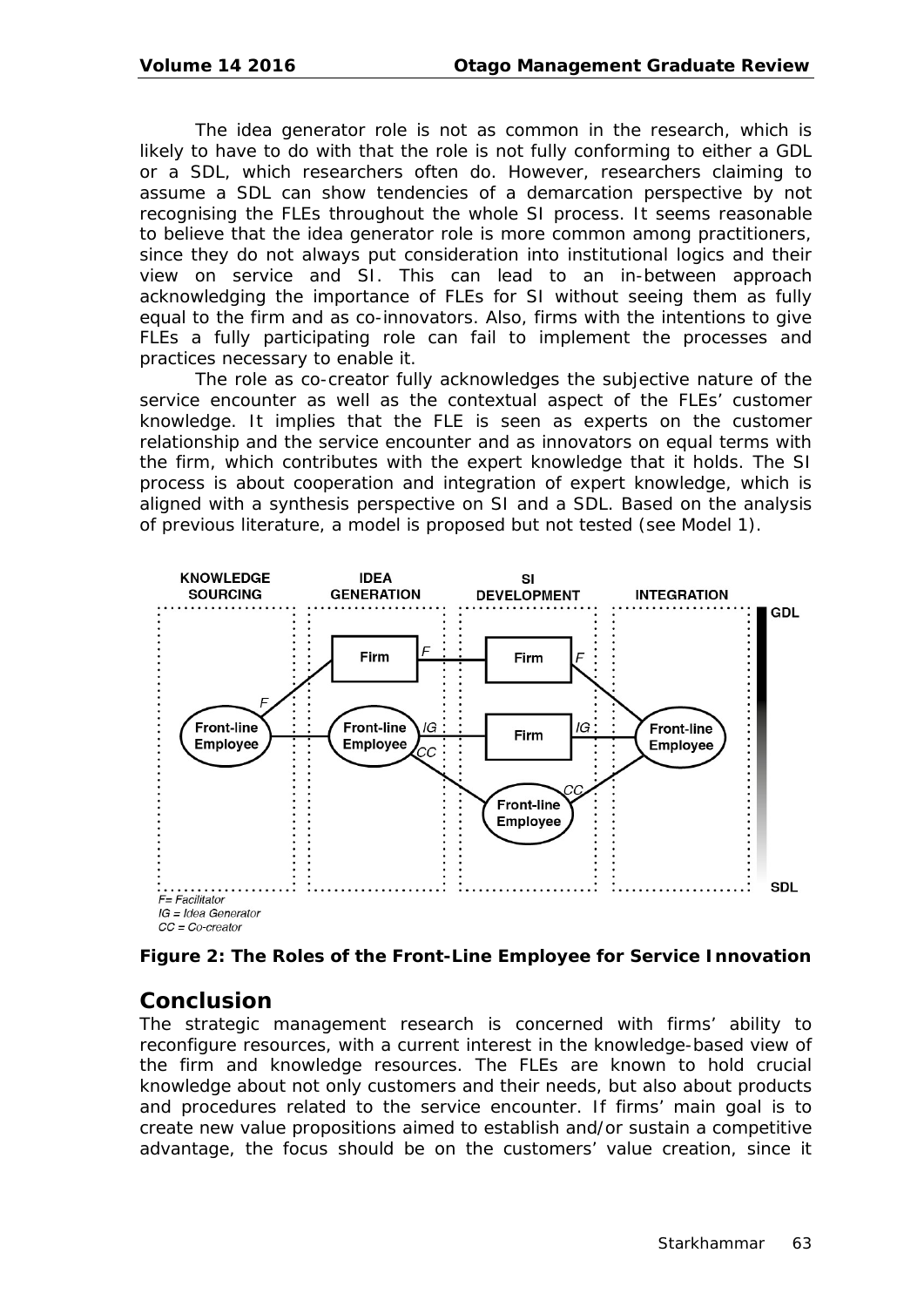The idea generator role is not as common in the research, which is likely to have to do with that the role is not fully conforming to either a GDL or a SDL, which researchers often do. However, researchers claiming to assume a SDL can show tendencies of a demarcation perspective by not recognising the FLEs throughout the whole SI process. It seems reasonable to believe that the idea generator role is more common among practitioners, since they do not always put consideration into institutional logics and their view on service and SI. This can lead to an in-between approach acknowledging the importance of FLEs for SI without seeing them as fully equal to the firm and as co-innovators. Also, firms with the intentions to give FLEs a fully participating role can fail to implement the processes and practices necessary to enable it.

The role as co-creator fully acknowledges the subjective nature of the service encounter as well as the contextual aspect of the FLEs' customer knowledge. It implies that the FLE is seen as experts on the customer relationship and the service encounter and as innovators on equal terms with the firm, which contributes with the expert knowledge that it holds. The SI process is about cooperation and integration of expert knowledge, which is aligned with a synthesis perspective on SI and a SDL. Based on the analysis of previous literature, a model is proposed but not tested (see Model 1).

F= Facilitator
IG = Idea Generator
CC = Co-creator

**Figure 2: The Roles of the Front-Line Employee for Service Innovation**

## Conclusion

The strategic management research is concerned with firms' ability to reconfigure resources, with a current interest in the knowledge-based view of the firm and knowledge resources. The FLEs are known to hold crucial knowledge about not only customers and their needs, but also about products and procedures related to the service encounter. If firms' main goal is to create new value propositions aimed to establish and/or sustain a competitive advantage, the focus should be on the customers' value creation, since it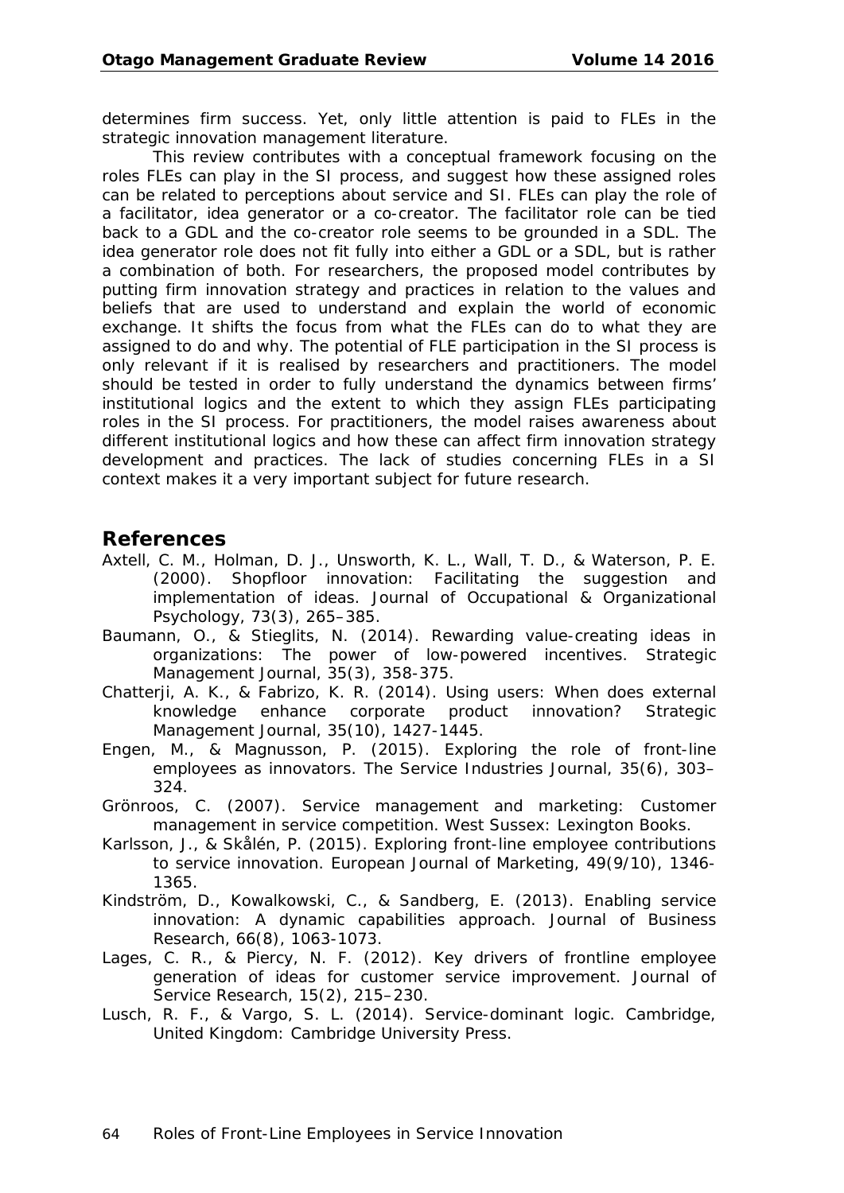determines firm success. Yet, only little attention is paid to FLEs in the strategic innovation management literature.

This review contributes with a conceptual framework focusing on the roles FLEs can play in the SI process, and suggest how these assigned roles can be related to perceptions about service and SI. FLEs can play the role of a facilitator, idea generator or a co-creator. The facilitator role can be tied back to a GDL and the co-creator role seems to be grounded in a SDL. The idea generator role does not fit fully into either a GDL or a SDL, but is rather a combination of both. For researchers, the proposed model contributes by putting firm innovation strategy and practices in relation to the values and beliefs that are used to understand and explain the world of economic exchange. It shifts the focus from what the FLEs can do to what they are assigned to do and why. The potential of FLE participation in the SI process is only relevant if it is realised by researchers and practitioners. The model should be tested in order to fully understand the dynamics between firms' institutional logics and the extent to which they assign FLEs participating roles in the SI process. For practitioners, the model raises awareness about different institutional logics and how these can affect firm innovation strategy development and practices. The lack of studies concerning FLEs in a SI context makes it a very important subject for future research.

## References

Axtell, C. M., Holman, D. J., Unsworth, K. L., Wall, T. D., & Waterson, P. E. (2000). Shopfloor innovation: Facilitating the suggestion and implementation of ideas. Journal of Occupational & Organizational Psychology, 73(3), 265–385.

Baumann, O., & Stieglits, N. (2014). Rewarding value-creating ideas in organizations: The power of low-powered incentives. Strategic Management Journal, 35(3), 358-375.

Chatterji, A. K., & Fabrizo, K. R. (2014). Using users: When does external knowledge enhance corporate product innovation? Strategic Management Journal, 35(10), 1427-1445.

Engen, M., & Magnusson, P. (2015). Exploring the role of front-line employees as innovators. The Service Industries Journal, 35(6), 303–324.

Grönroos, C. (2007). Service management and marketing: Customer management in service competition. West Sussex: Lexington Books.

Karlsson, J., & Skålén, P. (2015). Exploring front-line employee contributions to service innovation. European Journal of Marketing, 49(9/10), 1346-1365.

Kindström, D., Kowalkowski, C., & Sandberg, E. (2013). Enabling service innovation: A dynamic capabilities approach. Journal of Business Research, 66(8), 1063-1073.

Lages, C. R., & Piercy, N. F. (2012). Key drivers of frontline employee generation of ideas for customer service improvement. Journal of Service Research, 15(2), 215–230.

Lusch, R. F., & Vargo, S. L. (2014). Service-dominant logic. Cambridge, United Kingdom: Cambridge University Press.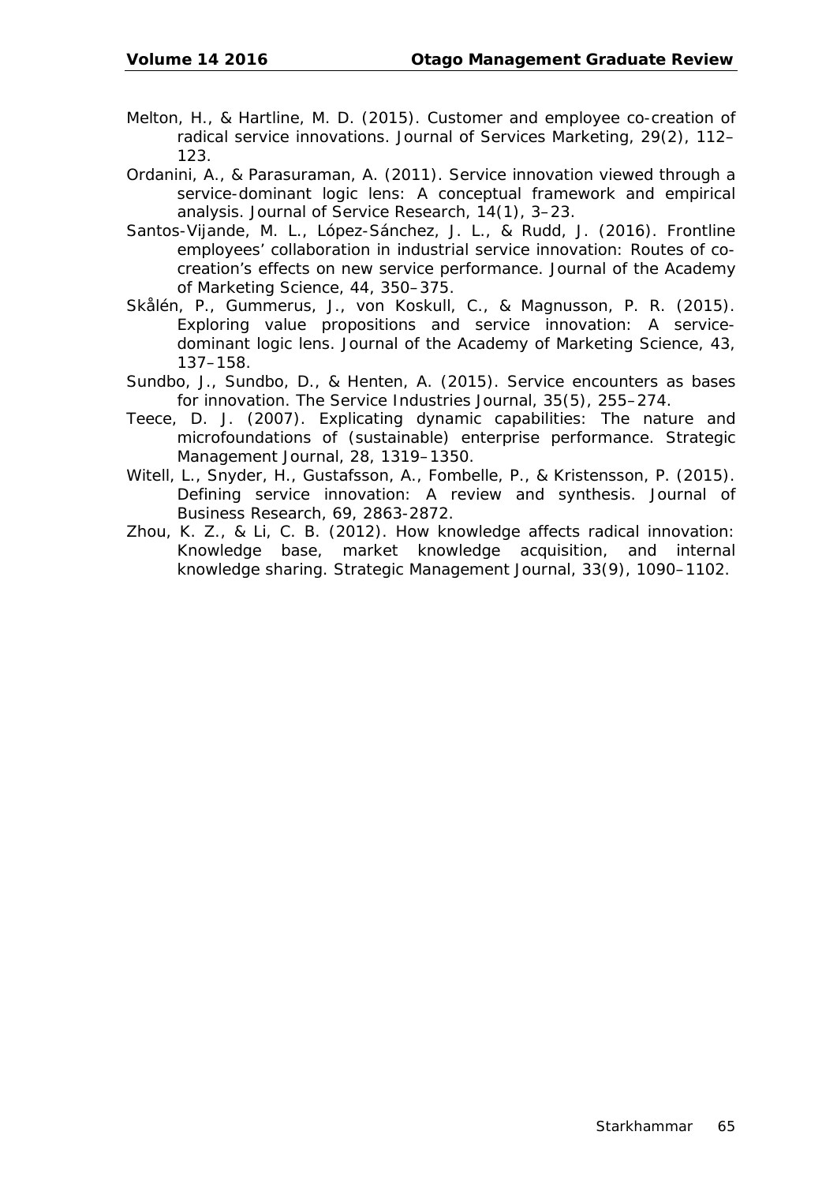Melton, H., & Hartline, M. D. (2015). Customer and employee co-creation of radical service innovations. Journal of Services Marketing, 29(2), 112–123.

Ordanini, A., & Parasuraman, A. (2011). Service innovation viewed through a service-dominant logic lens: A conceptual framework and empirical analysis. Journal of Service Research, 14(1), 3–23.

Santos-Vijande, M. L., López-Sánchez, J. L., & Rudd, J. (2016). Frontline employees' collaboration in industrial service innovation: Routes of co-creation's effects on new service performance. Journal of the Academy of Marketing Science, 44, 350–375.

Skålén, P., Gummerus, J., von Koskull, C., & Magnusson, P. R. (2015). Exploring value propositions and service innovation: A service-dominant logic lens. Journal of the Academy of Marketing Science, 43, 137–158.

Sundbo, J., Sundbo, D., & Henten, A. (2015). Service encounters as bases for innovation. The Service Industries Journal, 35(5), 255–274.

Teece, D. J. (2007). Explicating dynamic capabilities: The nature and microfoundations of (sustainable) enterprise performance. Strategic Management Journal, 28, 1319–1350.

Witell, L., Snyder, H., Gustafsson, A., Fombelle, P., & Kristensson, P. (2015). Defining service innovation: A review and synthesis. Journal of Business Research, 69, 2863-2872.

Zhou, K. Z., & Li, C. B. (2012). How knowledge affects radical innovation: Knowledge base, market knowledge acquisition, and internal knowledge sharing. Strategic Management Journal, 33(9), 1090–1102.